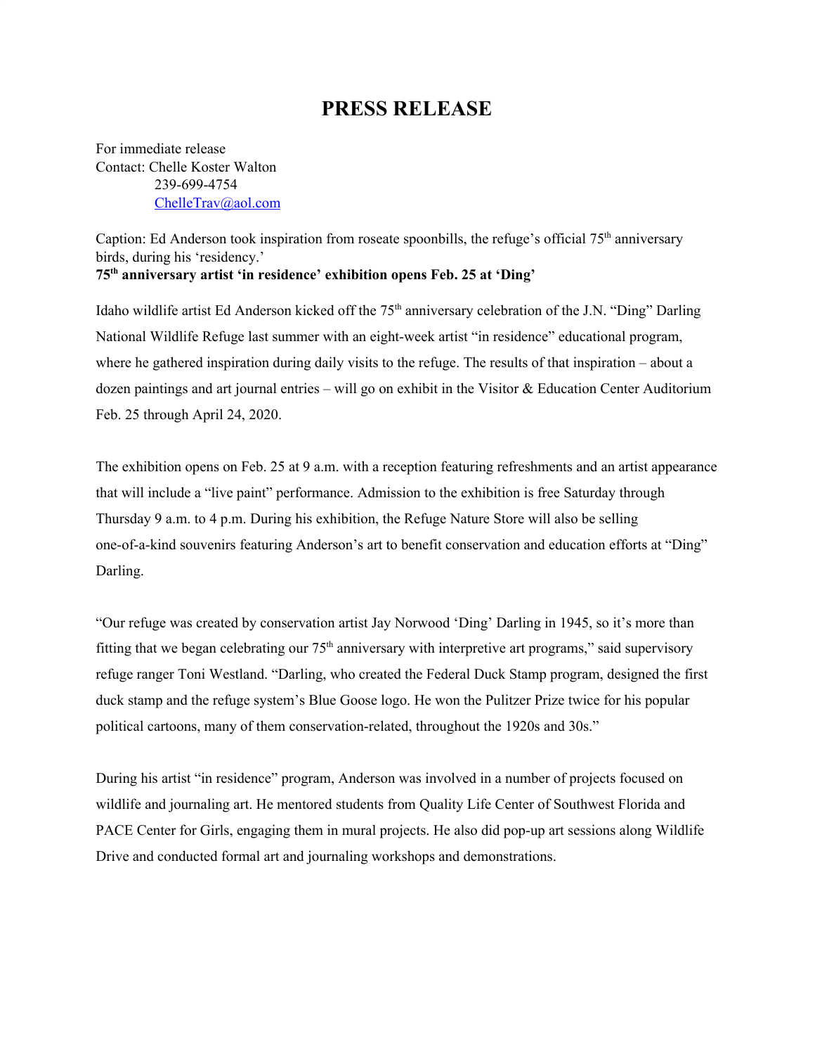# PRESS RELEASE

For immediate release
Contact: Chelle Koster Walton
239-699-4754
ChelleTrav@aol.com

Caption: Ed Anderson took inspiration from roseate spoonbills, the refuge's official 75th anniversary birds, during his 'residency.'

**75th anniversary artist 'in residence' exhibition opens Feb. 25 at 'Ding'**

Idaho wildlife artist Ed Anderson kicked off the 75th anniversary celebration of the J.N. "Ding" Darling National Wildlife Refuge last summer with an eight-week artist "in residence" educational program, where he gathered inspiration during daily visits to the refuge. The results of that inspiration – about a dozen paintings and art journal entries – will go on exhibit in the Visitor & Education Center Auditorium Feb. 25 through April 24, 2020.

The exhibition opens on Feb. 25 at 9 a.m. with a reception featuring refreshments and an artist appearance that will include a "live paint" performance. Admission to the exhibition is free Saturday through Thursday 9 a.m. to 4 p.m. During his exhibition, the Refuge Nature Store will also be selling one-of-a-kind souvenirs featuring Anderson's art to benefit conservation and education efforts at "Ding" Darling.

"Our refuge was created by conservation artist Jay Norwood 'Ding' Darling in 1945, so it's more than fitting that we began celebrating our 75th anniversary with interpretive art programs," said supervisory refuge ranger Toni Westland. "Darling, who created the Federal Duck Stamp program, designed the first duck stamp and the refuge system's Blue Goose logo. He won the Pulitzer Prize twice for his popular political cartoons, many of them conservation-related, throughout the 1920s and 30s."

During his artist "in residence" program, Anderson was involved in a number of projects focused on wildlife and journaling art. He mentored students from Quality Life Center of Southwest Florida and PACE Center for Girls, engaging them in mural projects. He also did pop-up art sessions along Wildlife Drive and conducted formal art and journaling workshops and demonstrations.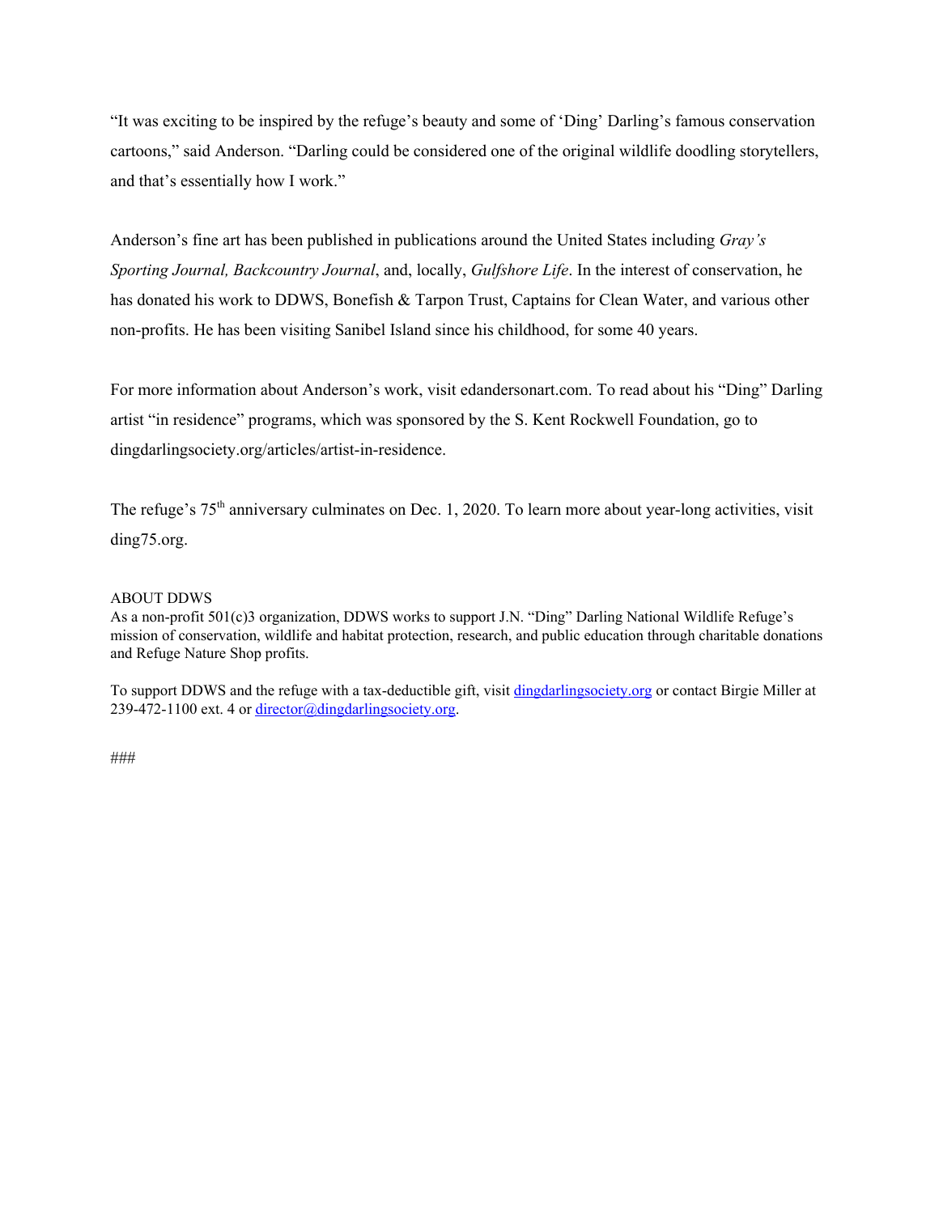"It was exciting to be inspired by the refuge's beauty and some of 'Ding' Darling's famous conservation cartoons," said Anderson. "Darling could be considered one of the original wildlife doodling storytellers, and that's essentially how I work."

Anderson's fine art has been published in publications around the United States including *Gray's Sporting Journal, Backcountry Journal*, and, locally, *Gulfshore Life*. In the interest of conservation, he has donated his work to DDWS, Bonefish & Tarpon Trust, Captains for Clean Water, and various other non-profits. He has been visiting Sanibel Island since his childhood, for some 40 years.

For more information about Anderson's work, visit edandersonart.com. To read about his "Ding" Darling artist "in residence" programs, which was sponsored by the S. Kent Rockwell Foundation, go to dingdarlingsociety.org/articles/artist-in-residence.

The refuge's 75th anniversary culminates on Dec. 1, 2020. To learn more about year-long activities, visit ding75.org.

ABOUT DDWS

As a non-profit 501(c)3 organization, DDWS works to support J.N. "Ding" Darling National Wildlife Refuge's mission of conservation, wildlife and habitat protection, research, and public education through charitable donations and Refuge Nature Shop profits.

To support DDWS and the refuge with a tax-deductible gift, visit dingdarlingsociety.org or contact Birgie Miller at 239-472-1100 ext. 4 or director@dingdarlingsociety.org.

###